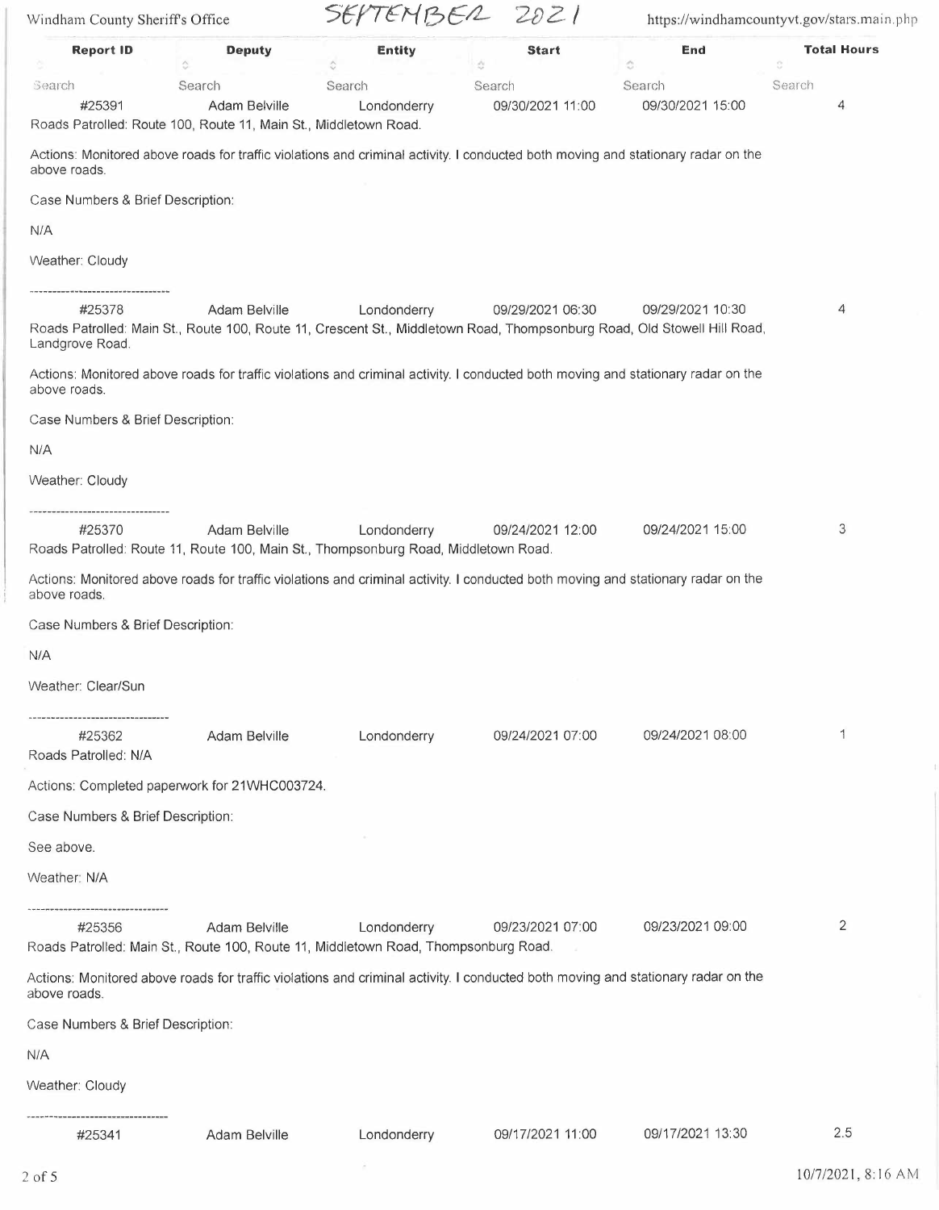SEPTEMBER 2021

| Report ID | Deputy | Entity | Start | End | Total Hours |
|---|---|---|---|---|---|
| Search | Search | Search | Search | Search | Search |
| #25391 | Adam Belville | Londonderry | 09/30/2021 11:00 | 09/30/2021 15:00 | 4 |

Roads Patrolled: Route 100, Route 11, Main St., Middletown Road.

Actions: Monitored above roads for traffic violations and criminal activity. I conducted both moving and stationary radar on the above roads.

Case Numbers & Brief Description:

N/A

Weather: Cloudy

--------------------------------

| Report ID | Deputy | Entity | Start | End | Total Hours |
|---|---|---|---|---|---|
| #25378 | Adam Belville | Londonderry | 09/29/2021 06:30 | 09/29/2021 10:30 | 4 |

Roads Patrolled: Main St., Route 100, Route 11, Crescent St., Middletown Road, Thompsonburg Road, Old Stowell Hill Road, Landgrove Road.

Actions: Monitored above roads for traffic violations and criminal activity. I conducted both moving and stationary radar on the above roads.

Case Numbers & Brief Description:

N/A

Weather: Cloudy

--------------------------------

| Report ID | Deputy | Entity | Start | End | Total Hours |
|---|---|---|---|---|---|
| #25370 | Adam Belville | Londonderry | 09/24/2021 12:00 | 09/24/2021 15:00 | 3 |

Roads Patrolled: Route 11, Route 100, Main St., Thompsonburg Road, Middletown Road.

Actions: Monitored above roads for traffic violations and criminal activity. I conducted both moving and stationary radar on the above roads.

Case Numbers & Brief Description:

N/A

Weather: Clear/Sun

--------------------------------

| Report ID | Deputy | Entity | Start | End | Total Hours |
|---|---|---|---|---|---|
| #25362 | Adam Belville | Londonderry | 09/24/2021 07:00 | 09/24/2021 08:00 | 1 |

Roads Patrolled: N/A

Actions: Completed paperwork for 21WHC003724.

Case Numbers & Brief Description:

See above.

Weather: N/A

--------------------------------

| Report ID | Deputy | Entity | Start | End | Total Hours |
|---|---|---|---|---|---|
| #25356 | Adam Belville | Londonderry | 09/23/2021 07:00 | 09/23/2021 09:00 | 2 |

Roads Patrolled: Main St., Route 100, Route 11, Middletown Road, Thompsonburg Road.

Actions: Monitored above roads for traffic violations and criminal activity. I conducted both moving and stationary radar on the above roads.

Case Numbers & Brief Description:

N/A

Weather: Cloudy

--------------------------------

| Report ID | Deputy | Entity | Start | End | Total Hours |
|---|---|---|---|---|---|
| #25341 | Adam Belville | Londonderry | 09/17/2021 11:00 | 09/17/2021 13:30 | 2.5 |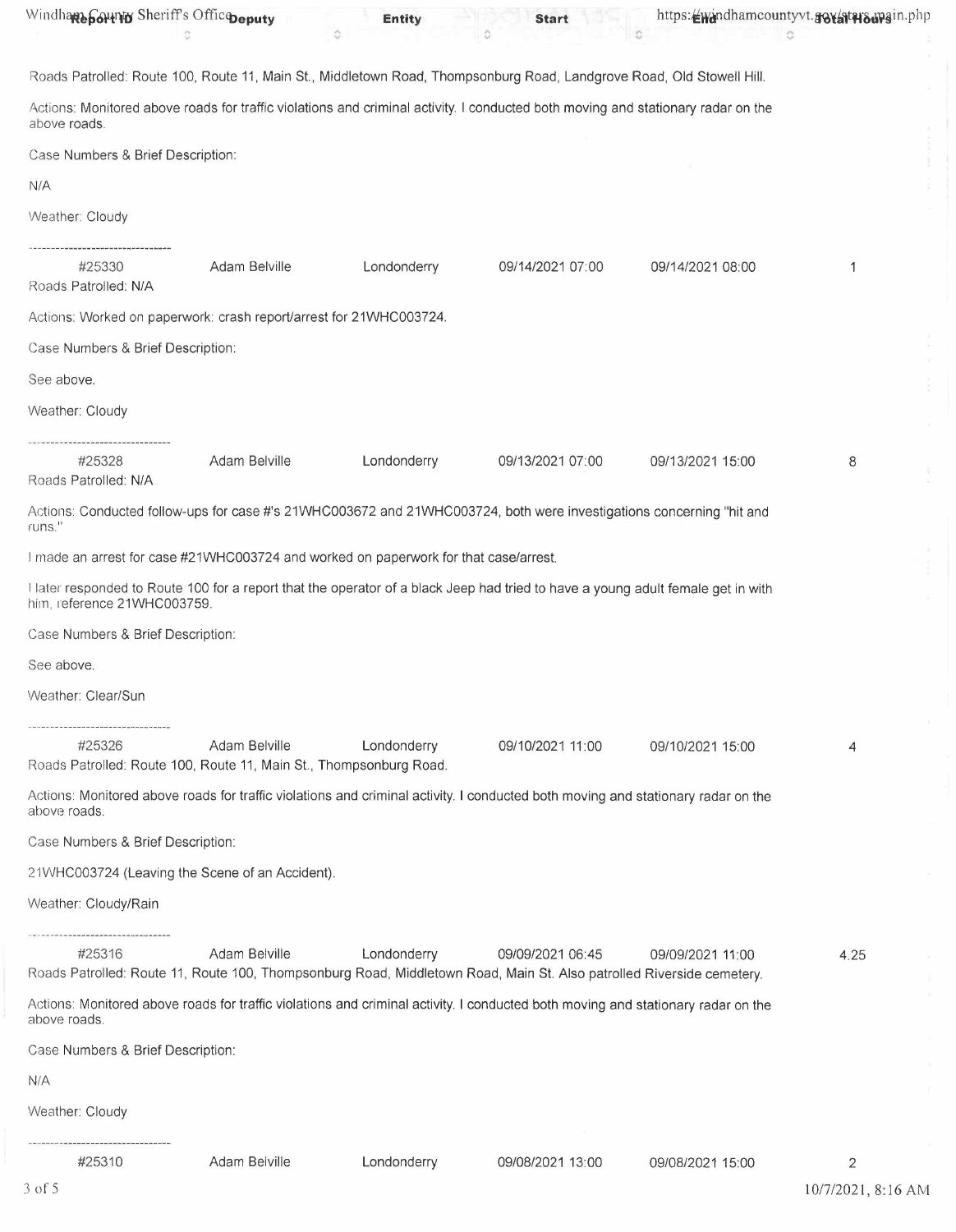Roads Patrolled: Route 100, Route 11, Main St., Middletown Road, Thompsonburg Road, Landgrove Road, Old Stowell Hill.

Actions: Monitored above roads for traffic violations and criminal activity. I conducted both moving and stationary radar on the above roads.

Case Numbers & Brief Description:

N/A

Weather: Cloudy

---

| Report ID | Deputy | Entity | Start | End | Total Hours |
|---|---|---|---|---|---|
| #25330 | Adam Belville | Londonderry | 09/14/2021 07:00 | 09/14/2021 08:00 | 1 |

Roads Patrolled: N/A

Actions: Worked on paperwork: crash report/arrest for 21WHC003724.

Case Numbers & Brief Description:

See above.

Weather: Cloudy

---

| Report ID | Deputy | Entity | Start | End | Total Hours |
|---|---|---|---|---|---|
| #25328 | Adam Belville | Londonderry | 09/13/2021 07:00 | 09/13/2021 15:00 | 8 |

Roads Patrolled: N/A

Actions: Conducted follow-ups for case #'s 21WHC003672 and 21WHC003724, both were investigations concerning "hit and runs."

I made an arrest for case #21WHC003724 and worked on paperwork for that case/arrest.

I later responded to Route 100 for a report that the operator of a black Jeep had tried to have a young adult female get in with him, reference 21WHC003759.

Case Numbers & Brief Description:

See above.

Weather: Clear/Sun

---

| Report ID | Deputy | Entity | Start | End | Total Hours |
|---|---|---|---|---|---|
| #25326 | Adam Belville | Londonderry | 09/10/2021 11:00 | 09/10/2021 15:00 | 4 |

Roads Patrolled: Route 100, Route 11, Main St., Thompsonburg Road.

Actions: Monitored above roads for traffic violations and criminal activity. I conducted both moving and stationary radar on the above roads.

Case Numbers & Brief Description:

21WHC003724 (Leaving the Scene of an Accident).

Weather: Cloudy/Rain

---

| Report ID | Deputy | Entity | Start | End | Total Hours |
|---|---|---|---|---|---|
| #25316 | Adam Belville | Londonderry | 09/09/2021 06:45 | 09/09/2021 11:00 | 4.25 |

Roads Patrolled: Route 11, Route 100, Thompsonburg Road, Middletown Road, Main St. Also patrolled Riverside cemetery.

Actions: Monitored above roads for traffic violations and criminal activity. I conducted both moving and stationary radar on the above roads.

Case Numbers & Brief Description:

N/A

Weather: Cloudy

---

| Report ID | Deputy | Entity | Start | End | Total Hours |
|---|---|---|---|---|---|
| #25310 | Adam Belville | Londonderry | 09/08/2021 13:00 | 09/08/2021 15:00 | 2 |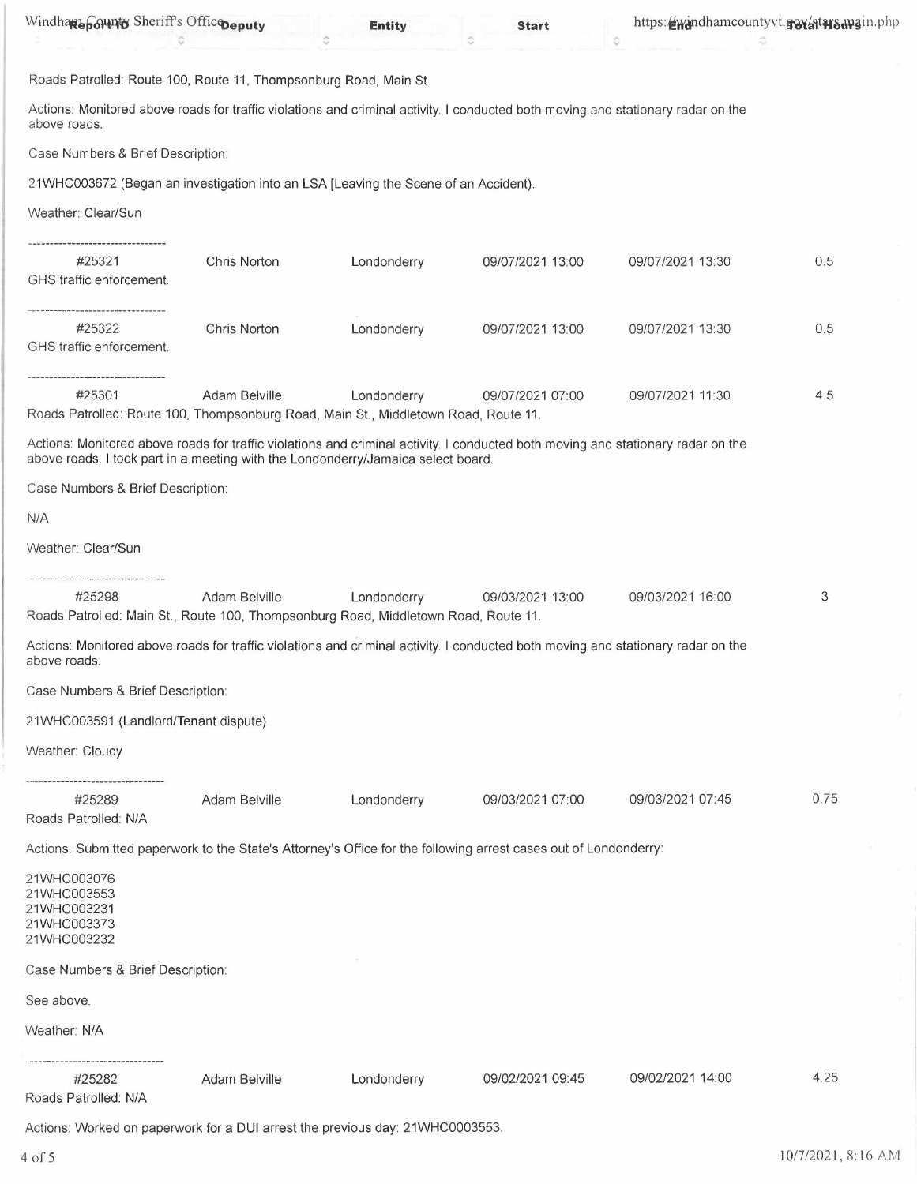| Report ID | Deputy | Entity | Start | End | Total Hours |
|---|---|---|---|---|---|

Roads Patrolled: Route 100, Route 11, Thompsonburg Road, Main St.

Actions: Monitored above roads for traffic violations and criminal activity. I conducted both moving and stationary radar on the above roads.

Case Numbers & Brief Description:

21WHC003672 (Began an investigation into an LSA [Leaving the Scene of an Accident).

Weather: Clear/Sun

---

| #25321 | Chris Norton | Londonderry | 09/07/2021 13:00 | 09/07/2021 13:30 | 0.5 |
|---|---|---|---|---|---|

GHS traffic enforcement.

---

| #25322 | Chris Norton | Londonderry | 09/07/2021 13:00 | 09/07/2021 13:30 | 0.5 |
|---|---|---|---|---|---|

GHS traffic enforcement.

---

| #25301 | Adam Belville | Londonderry | 09/07/2021 07:00 | 09/07/2021 11:30 | 4.5 |
|---|---|---|---|---|---|

Roads Patrolled: Route 100, Thompsonburg Road, Main St., Middletown Road, Route 11.

Actions: Monitored above roads for traffic violations and criminal activity. I conducted both moving and stationary radar on the above roads. I took part in a meeting with the Londonderry/Jamaica select board.

Case Numbers & Brief Description:

N/A

Weather: Clear/Sun

---

| #25298 | Adam Belville | Londonderry | 09/03/2021 13:00 | 09/03/2021 16:00 | 3 |
|---|---|---|---|---|---|

Roads Patrolled: Main St., Route 100, Thompsonburg Road, Middletown Road, Route 11.

Actions: Monitored above roads for traffic violations and criminal activity. I conducted both moving and stationary radar on the above roads.

Case Numbers & Brief Description:

21WHC003591 (Landlord/Tenant dispute)

Weather: Cloudy

---

| #25289 | Adam Belville | Londonderry | 09/03/2021 07:00 | 09/03/2021 07:45 | 0.75 |
|---|---|---|---|---|---|

Roads Patrolled: N/A

Actions: Submitted paperwork to the State's Attorney's Office for the following arrest cases out of Londonderry:

21WHC003076
21WHC003553
21WHC003231
21WHC003373
21WHC003232

Case Numbers & Brief Description:

See above.

Weather: N/A

---

| #25282 | Adam Belville | Londonderry | 09/02/2021 09:45 | 09/02/2021 14:00 | 4.25 |
|---|---|---|---|---|---|

Roads Patrolled: N/A

Actions: Worked on paperwork for a DUI arrest the previous day: 21WHC0003553.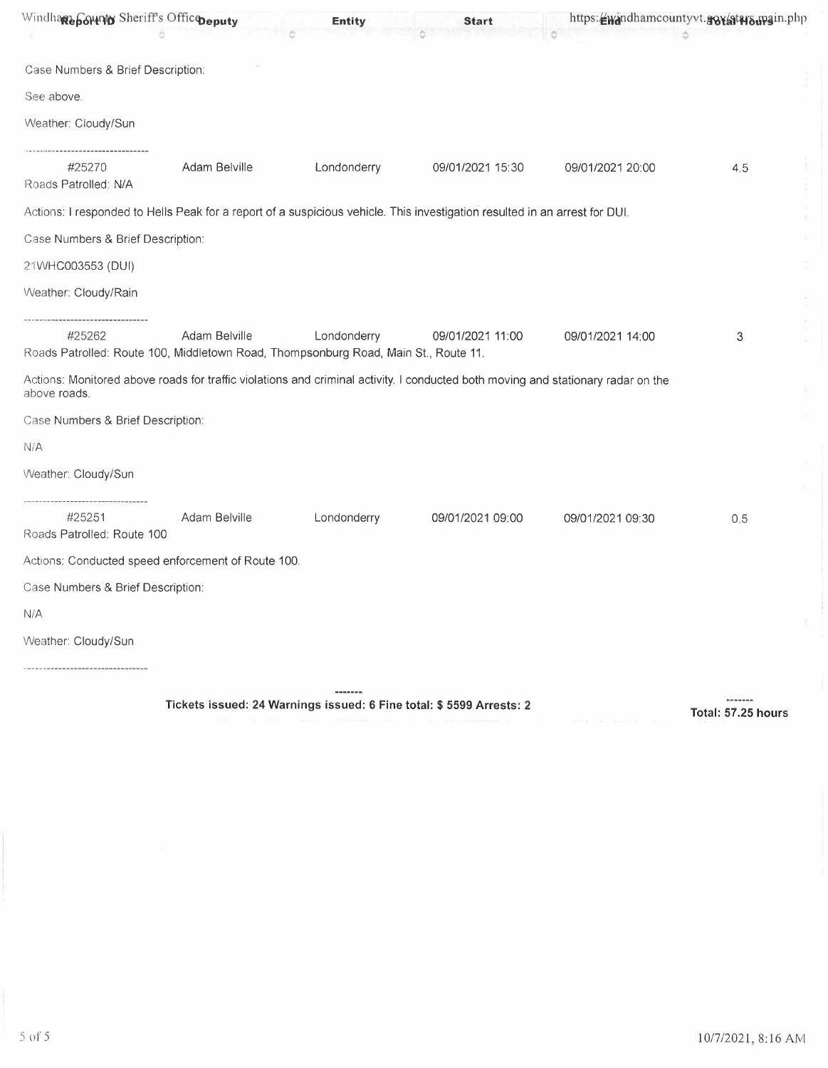Case Numbers & Brief Description:

See above.

Weather: Cloudy/Sun

---

| Report ID | Deputy | Entity | Start | End | Total Hours |
|---|---|---|---|---|---|
| #25270 | Adam Belville | Londonderry | 09/01/2021 15:30 | 09/01/2021 20:00 | 4.5 |

Roads Patrolled: N/A

Actions: I responded to Hells Peak for a report of a suspicious vehicle. This investigation resulted in an arrest for DUI.

Case Numbers & Brief Description:

21WHC003553 (DUI)

Weather: Cloudy/Rain

---

| Report ID | Deputy | Entity | Start | End | Total Hours |
|---|---|---|---|---|---|
| #25262 | Adam Belville | Londonderry | 09/01/2021 11:00 | 09/01/2021 14:00 | 3 |

Roads Patrolled: Route 100, Middletown Road, Thompsonburg Road, Main St., Route 11.

Actions: Monitored above roads for traffic violations and criminal activity. I conducted both moving and stationary radar on the above roads.

Case Numbers & Brief Description:

N/A

Weather: Cloudy/Sun

---

| Report ID | Deputy | Entity | Start | End | Total Hours |
|---|---|---|---|---|---|
| #25251 | Adam Belville | Londonderry | 09/01/2021 09:00 | 09/01/2021 09:30 | 0.5 |

Roads Patrolled: Route 100

Actions: Conducted speed enforcement of Route 100.

Case Numbers & Brief Description:

N/A

Weather: Cloudy/Sun

---

**Tickets issued: 24 Warnings issued: 6 Fine total: $ 5599 Arrests: 2**

**Total: 57.25 hours**